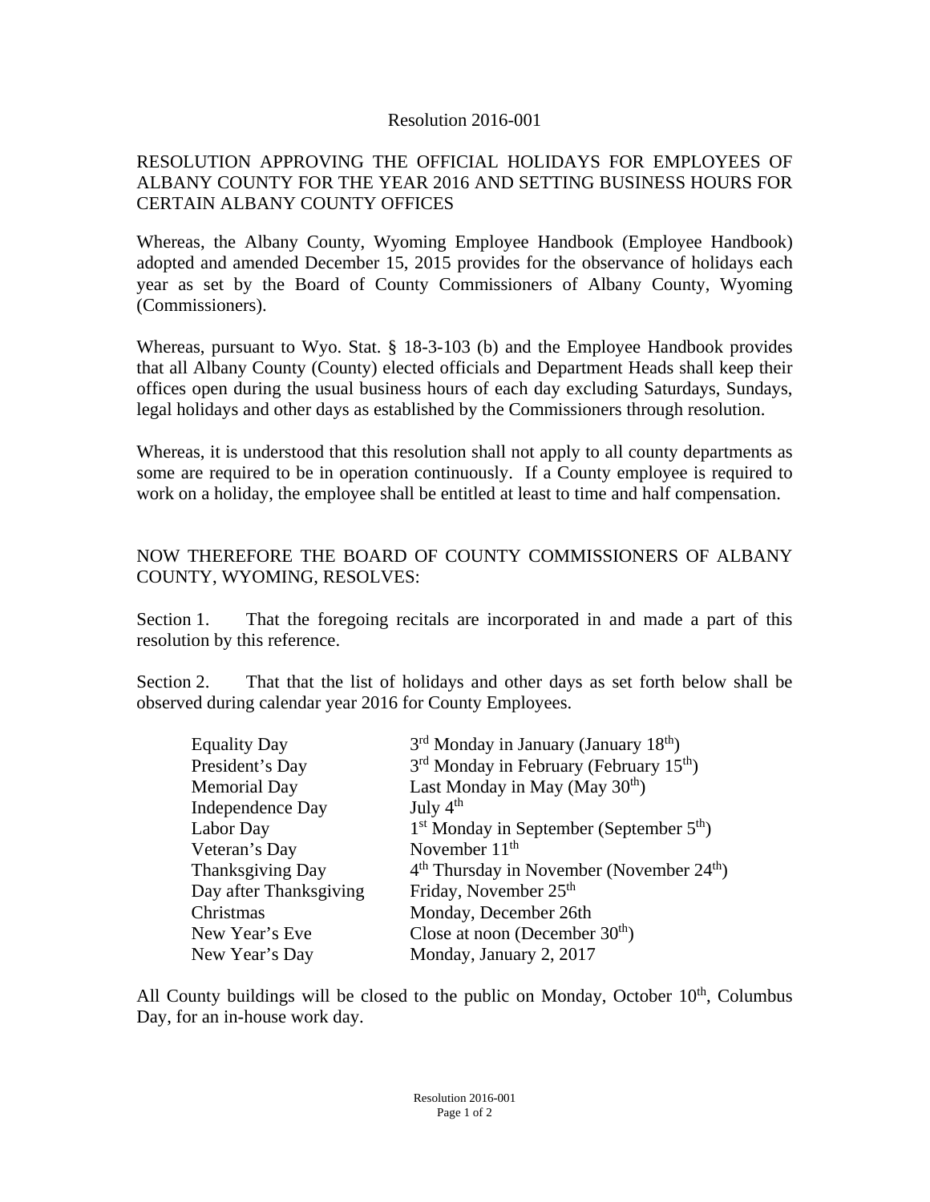Resolution 2016-001

RESOLUTION APPROVING THE OFFICIAL HOLIDAYS FOR EMPLOYEES OF ALBANY COUNTY FOR THE YEAR 2016 AND SETTING BUSINESS HOURS FOR CERTAIN ALBANY COUNTY OFFICES

Whereas, the Albany County, Wyoming Employee Handbook (Employee Handbook) adopted and amended December 15, 2015 provides for the observance of holidays each year as set by the Board of County Commissioners of Albany County, Wyoming (Commissioners).

Whereas, pursuant to Wyo. Stat. § 18-3-103 (b) and the Employee Handbook provides that all Albany County (County) elected officials and Department Heads shall keep their offices open during the usual business hours of each day excluding Saturdays, Sundays, legal holidays and other days as established by the Commissioners through resolution.

Whereas, it is understood that this resolution shall not apply to all county departments as some are required to be in operation continuously. If a County employee is required to work on a holiday, the employee shall be entitled at least to time and half compensation.

NOW THEREFORE THE BOARD OF COUNTY COMMISSIONERS OF ALBANY COUNTY, WYOMING, RESOLVES:

Section 1. That the foregoing recitals are incorporated in and made a part of this resolution by this reference.

Section 2. That that the list of holidays and other days as set forth below shall be observed during calendar year 2016 for County Employees.

| | |
|---|---|
| Equality Day | 3rd Monday in January (January 18th) |
| President's Day | 3rd Monday in February (February 15th) |
| Memorial Day | Last Monday in May (May 30th) |
| Independence Day | July 4th |
| Labor Day | 1st Monday in September (September 5th) |
| Veteran's Day | November 11th |
| Thanksgiving Day | 4th Thursday in November (November 24th) |
| Day after Thanksgiving | Friday, November 25th |
| Christmas | Monday, December 26th |
| New Year's Eve | Close at noon (December 30th) |
| New Year's Day | Monday, January 2, 2017 |

All County buildings will be closed to the public on Monday, October 10th, Columbus Day, for an in-house work day.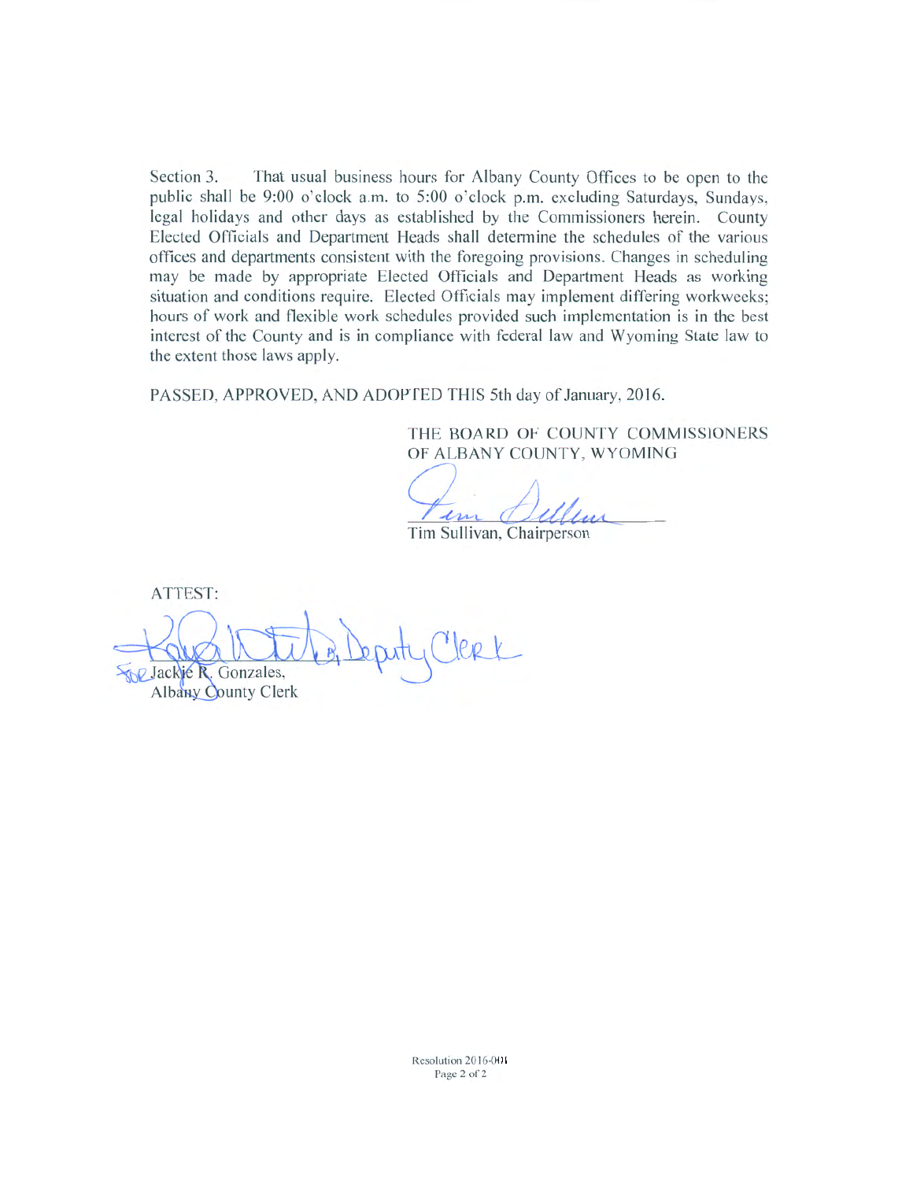Section 3. That usual business hours for Albany County Offices to be open to the public shall be 9:00 o'clock a.m. to 5:00 o'clock p.m. excluding Saturdays, Sundays, legal holidays and other days as established by the Commissioners herein. County Elected Officials and Department Heads shall determine the schedules of the various offices and departments consistent with the foregoing provisions. Changes in scheduling may be made by appropriate Elected Officials and Department Heads as working situation and conditions require. Elected Officials may implement differing workweeks; hours of work and flexible work schedules provided such implementation is in the best interest of the County and is in compliance with federal law and Wyoming State law to the extent those laws apply.

PASSED, APPROVED, AND ADOPTED THIS 5th day of January, 2016.

THE BOARD OF COUNTY COMMISSIONERS
OF ALBANY COUNTY, WYOMING

Tim Sullivan, Chairperson

ATTEST:

Deputy Clerk

for Jackie R. Gonzales,
Albany County Clerk

Resolution 2016-001